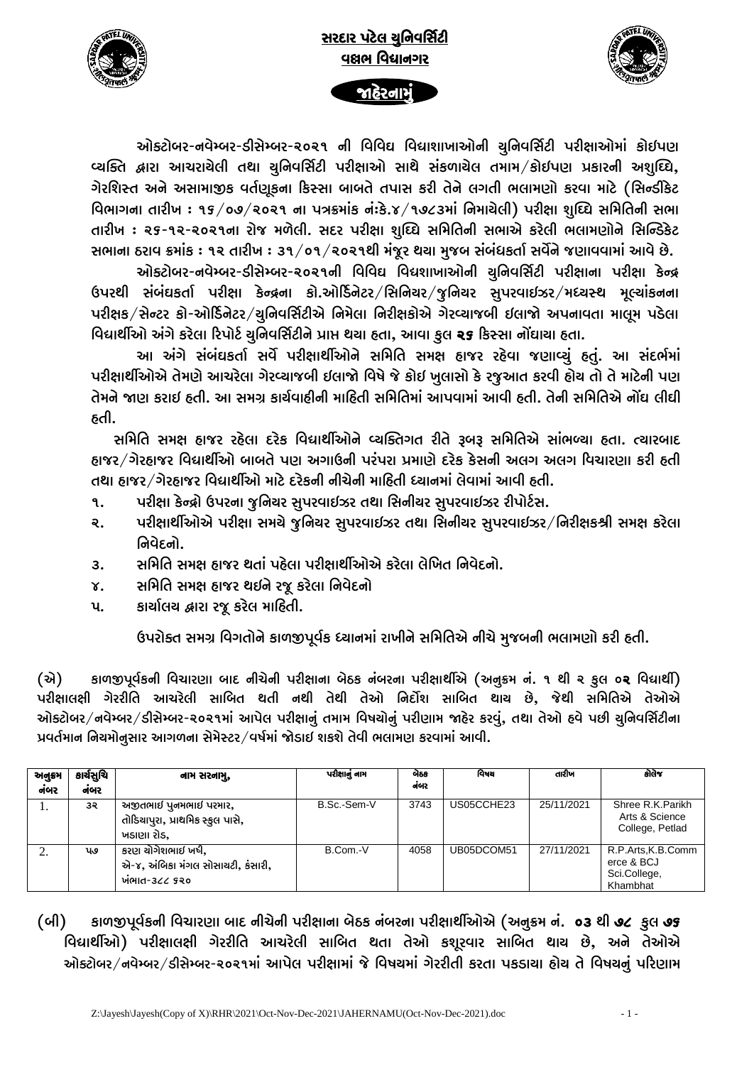# સરદાર પટેલ યુનિવર્સિટી

## વલ્લભ વિદ્યાનગર

### જાહેરનામું

ઓકટોબર-નવેમ્બર-ડીસેમ્બર-૨૦૨૧ ની વિવિધ વિદ્યાશાખાઓની યુનિવર્સિટી પરીક્ષાઓમાં કોઇપણ વ્યક્તિ દ્વારા આચરાયેલી તથા યુનિવર્સિટી પરીક્ષાઓ સાથે સંકળાયેલ તમામ/કોઇપણ પ્રકારની અશુધ્ધિ, ગેરશિસ્ત અને અસામાજીક વર્તણૂકના કિસ્સા બાબતે તપાસ કરી તેને લગતી ભલામણો કરવા માટે (સિન્ડીકેટ વિભાગના તારીખ : ૧૬/૦૭/૨૦૨૧ ના પત્રક્રમાંક નંઃકે.૪/૧૭૮૩માં નિમાયેલી) પરીક્ષા શુધ્ધિ સમિતિની સભા તારીખ : ૨૬-૧૨-૨૦૨૧ના રોજ મળેલી. સદર પરીક્ષા શુધ્ધિ સમિતિની સભાએ કરેલી ભલામણોને સિન્ડિકેટ સભાના ઠરાવ ક્રમાંક : ૧૨ તારીખ : ૩૧/૦૧/૨૦૨૧થી મંજૂર થયા મુજબ સંબંધકર્તા સર્વેને જણાવવામાં આવે છે.

ઓકટોબર-નવેમ્બર-ડીસેમ્બર-૨૦૨૧ની વિવિધ વિદ્યશાખાઓની યુનિવર્સિટી પરીક્ષાના પરીક્ષા કેન્દ્ર ઉપરથી સંબંધકર્તા પરીક્ષા કેન્દ્રના કો.ઓર્ડિનેટર/સિનિયર/જુનિયર સુપરવાઇઝર/મધ્યસ્થ મૂલ્યાંકનના પરીક્ષક/સેન્ટર કો-ઓર્ડિનેટર/યુનિવર્સિટીએ નિમેલા નિરીક્ષકોએ ગેરવ્યાજબી ઇલાજો અપનાવતા માલૂમ પડેલા વિદ્યાર્થીઓ અંગે કરેલા રિપોર્ટ યુનિવર્સિટીને પ્રાપ્ત થયા હતા, આવા કુલ **૨૬** કિસ્સા નોંધાયા હતા.

આ અંગે સંબંધકર્તા સર્વે પરીક્ષાર્થીઓને સમિતિ સમક્ષ હાજર રહેવા જણાવ્યું હતું. આ સંદર્ભમાં પરીક્ષાર્થીઓએ તેમણે આચરેલા ગેરવ્યાજબી ઇલાજો વિષે જે કોઇ ખુલાસો કે રજુઆત કરવી હોય તો તે માટેની પણ તેમને જાણ કરાઇ હતી. આ સમગ્ર કાર્યવાહીની માહિતી સમિતિમાં આપવામાં આવી હતી. તેની સમિતિએ નોંધ લીધી હતી.

સમિતિ સમક્ષ હાજર રહેલા દરેક વિદ્યાર્થીઓને વ્યક્તિગત રીતે રૂબરૂ સમિતિએ સાંભળ્યા હતા. ત્યારબાદ હાજર/ગેરહાજર વિદ્યાર્થીઓ બાબતે પણ અગાઉની પરંપરા પ્રમાણે દરેક કેસની અલગ અલગ વિચારણા કરી હતી તથા હાજર/ગેરહાજર વિદ્યાર્થીઓ માટે દરેકની નીચેની માહિતી ધ્યાનમાં લેવામાં આવી હતી.

૧. પરીક્ષા કેન્દ્રો ઉપરના જુનિયર સુપરવાઇઝર તથા સિનીયર સુપરવાઇઝર રીપોર્ટસ.
૨. પરીક્ષાર્થીઓએ પરીક્ષા સમયે જુનિયર સુપરવાઇઝર તથા સિનીયર સુપરવાઇઝર/નિરીક્ષકશ્રી સમક્ષ કરેલા નિવેદનો.
૩. સમિતિ સમક્ષ હાજર થતાં પહેલા પરીક્ષાર્થીઓએ કરેલા લેખિત નિવેદનો.
૪. સમિતિ સમક્ષ હાજર થઇને રજૂ કરેલા નિવેદનો
૫. કાર્યાલય દ્વારા રજૂ કરેલ માહિતી.

ઉપરોક્ત સમગ્ર વિગતોને કાળજીપૂર્વક ધ્યાનમાં રાખીને સમિતિએ નીચે મુજબની ભલામણો કરી હતી.

**(એ)** કાળજીપૂર્વકની વિચારણા બાદ નીચેની પરીક્ષાના બેઠક નંબરના પરીક્ષાર્થીએ (અનુક્રમ નં. ૧ થી ૨ કુલ **૦૨** વિદ્યાર્થી) પરીક્ષાલક્ષી ગેરરીતિ આચરેલી સાબિત થતી નથી તેથી તેઓ નિર્દોષ સાબિત થાય છે, જેથી સમિતિએ તેઓએ ઓકટોબર/નવેમ્બર/ડીસેમ્બર-૨૦૨૧માં આપેલ પરીક્ષાનું તમામ વિષયોનું પરીણામ જાહેર કરવું, તથા તેઓ હવે પછી યુનિવર્સિટીના પ્રવર્તમાન નિયમોનુસાર આગળના સેમેસ્ટર/વર્ષમાં જોડાઇ શકશે તેવી ભલામણ કરવામાં આવી.

| અનુક્રમ નંબર | કાર્યસુચિ નંબર | નામ સરનામુ, | પરીક્ષાનું નામ | બેઠક નંબર | વિષય | તારીખ | કોલેજ |
|---|---|---|---|---|---|---|---|
| 1. | ૩૨ | અજીતભાઇ પુનમભાઇ પરમાર, તોડિયાપુરા, પ્રાથમિક સ્કુલ પાસે, ખડાણા રોડ, | B.Sc.-Sem-V | 3743 | US05CCHE23 | 25/11/2021 | Shree R.K.Parikh Arts & Science College, Petlad |
| 2. | ૫૭ | કરણ યોગેશભાઇ ખપી, એ-૪, અંબિકા મંગલ સોસાયટી, કંસારી, ખંભાત-૩૮૮ ૬૨૦ | B.Com.-V | 4058 | UB05DCOM51 | 27/11/2021 | R.P.Arts,K.B.Commerce & BCJ Sci.College, Khambhat |

**(બી)** કાળજીપૂર્વકની વિચારણા બાદ નીચેની પરીક્ષાના બેઠક નંબરના પરીક્ષાર્થીઓએ (અનુક્રમ નં. **૦૩** થી **૭૮** કુલ **૭૬** વિદ્યાર્થીઓ) પરીક્ષાલક્ષી ગેરરીતિ આચરેલી સાબિત થતા તેઓ કસૂરવાર સાબિત થાય છે, અને તેઓએ ઓકટોબર/નવેમ્બર/ડીસેમ્બર-૨૦૨૧માં આપેલ પરીક્ષામાં જે વિષયમાં ગેરરીતી કરતા પકડાયા હોય તે વિષયનું પરિણામ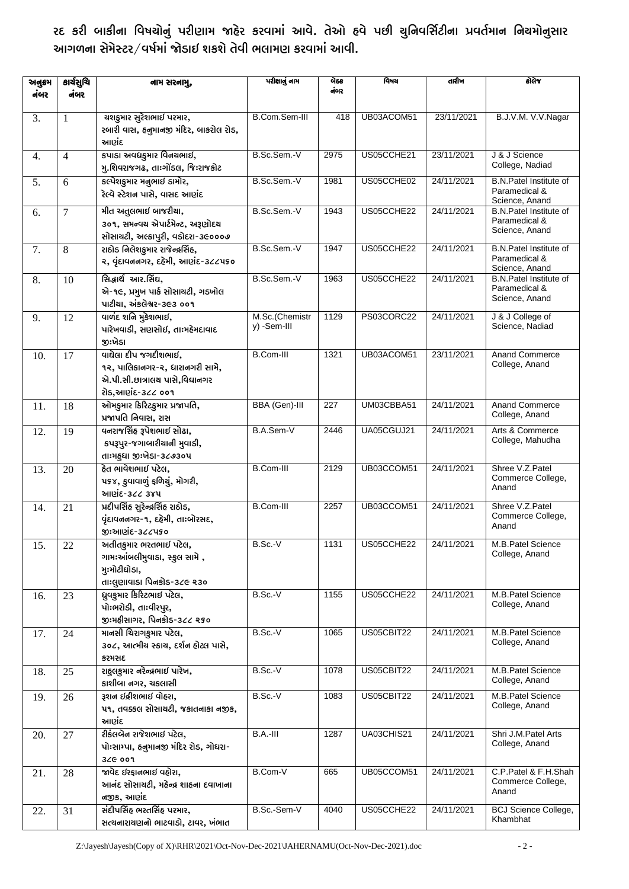રદ કરી બાકીના વિષયોનું પરીણામ જાહેર કરવામાં આવે. તેઓ હવે પછી યુનિવર્સિટીના પ્રવર્તમાન નિયમોનુસાર આગળના સેમેસ્ટર/વર્ષમાં જોડાઇ શકશે તેવી ભલામણ કરવામાં આવી.

| અનુક્રમ નંબર | કાર્યસુચિ નંબર | નામ સરનામુ, | પરીક્ષાનું નામ | બેઠક નંબર | વિષય | તારીખ | કોલેજ |
|---|---|---|---|---|---|---|---|
| 3. | 1 | યશકુમાર સુરેશભાઇ પરમાર, રબારી વાસ, હનુમાનજી મંદિર, બાકરોલ રોડ, આણંદ | B.Com.Sem-III | 418 | UB03ACOM51 | 23/11/2021 | B.J.V.M. V.V.Nagar |
| 4. | 4 | કપાડા અવધકુમાર વિનયભાઇ, મુ.શિવરાજગઢ, તાઃગોંડલ, જિઃરાજકોટ | B.Sc.Sem.-V | 2975 | US05CCHE21 | 23/11/2021 | J & J Science College, Nadiad |
| 5. | 6 | કલ્પેશકુમાર મનુભાઇ ડાભોર, રેલ્વે સ્ટેશન પાસે, વાસદ આણંદ | B.Sc.Sem.-V | 1981 | US05CCHE02 | 24/11/2021 | B.N.Patel Institute of Paramedical & Science, Anand |
| 6. | 7 | મીત અતુલભાઇ બાજરીયા, ૩૦૧, સમન્વય એપાર્ટમેન્ટ, અરૂણોદય સોસાયટી, અલ્કાપુરી, વડોદરા-૩૯૦૦૦૭ | B.Sc.Sem.-V | 1943 | US05CCHE22 | 24/11/2021 | B.N.Patel Institute of Paramedical & Science, Anand |
| 7. | 8 | રાઠોડ નિલેશકુમાર રાજેન્દ્રસિંહ, ૨, વૃંદાવનનગર, દહેમી, આણંદ-૩૮૮૫૬૦ | B.Sc.Sem.-V | 1947 | US05CCHE22 | 24/11/2021 | B.N.Patel Institute of Paramedical & Science, Anand |
| 8. | 10 | સિદ્ધાર્થ આર.સિંઘ, એ-૧૯, પ્રમુખ પાર્ક સોસાયટી, ગડખોલ પાટીયા, અંકલેશ્વર-૩૯૩ ૦૦૧ | B.Sc.Sem.-V | 1963 | US05CCHE22 | 24/11/2021 | B.N.Patel Institute of Paramedical & Science, Anand |
| 9. | 12 | વાળંદ શનિ મુકેશભાઇ, પારેખવાડી, સણસોઇ, તાઃમહેમદાવાદ જીઃખેડા | M.Sc.(Chemistry) -Sem-III | 1129 | PS03CORC22 | 24/11/2021 | J & J College of Science, Nadiad |
| 10. | 17 | વાઘેલા દીપ જગદીશભાઇ, ૧૨, પાલિકાનગર-૨, ધારાનગરી સામે, એ.પી.સી.છાત્રાલય પાસે,વિદ્યાનગર રોડ,આણંદ-૩૮૮ ૦૦૧ | B.Com-III | 1321 | UB03ACOM51 | 23/11/2021 | Anand Commerce College, Anand |
| 11. | 18 | ઓમકુમાર કિરિટકુમાર પ્રજાપતિ, પ્રજાપતિ નિવાસ, રાસ | BBA (Gen)-III | 227 | UM03CBBA51 | 24/11/2021 | Anand Commerce College, Anand |
| 12. | 19 | વનરાજસિંહ રૂપેશભાઇ સોઢા, કપરૂપુર-જગાબારીયાની મુવાડી, તાઃમહુધા જીઃખેડા-૩૮૭૩૦૫ | B.A.Sem-V | 2446 | UA05CGUJ21 | 24/11/2021 | Arts & Commerce College, Mahudha |
| 13. | 20 | હેત ભાવેશભાઇ પટેલ, ૫૬૪, કુવાવાળું ફળિયું, મોગરી, આણંદ-૩૮૮ ૩૪૫ | B.Com-III | 2129 | UB03CCOM51 | 24/11/2021 | Shree V.Z.Patel Commerce College, Anand |
| 14. | 21 | પ્રદીપસિંહ સુરેન્દ્રસિંહ રાઠોડ, વૃંદાવનનગર-૧, દહેમી, તાઃબોરસદ, જીઃઆણંદ-૩૮૮૫૬૦ | B.Com-III | 2257 | UB03CCOM51 | 24/11/2021 | Shree V.Z.Patel Commerce College, Anand |
| 15. | 22 | અતીતકુમાર ભરતભાઇ પટેલ, ગામઃઆંબલીમુવાડા, સ્કુલ સામે , મુઃમોટીધોડા, તાઃલુણાવાડા પિનકોડ-૩૮૯ ૨૩૦ | B.Sc.-V | 1131 | US05CCHE22 | 24/11/2021 | M.B.Patel Science College, Anand |
| 16. | 23 | ધ્રુવકુમાર કિરિટભાઇ પટેલ, પોઃભરોડી, તાઃવીરપુર, જીઃમહીસાગર, પિનકોડ-૩૮૮ ૨૬૦ | B.Sc.-V | 1155 | US05CCHE22 | 24/11/2021 | M.B.Patel Science College, Anand |
| 17. | 24 | માનસી ચિરાગકુમાર પટેલ, ૩૦૮, આત્મીય સ્કાય, દર્શન હોટલ પાસે, કરમસદ | B.Sc.-V | 1065 | US05CBIT22 | 24/11/2021 | M.B.Patel Science College, Anand |
| 18. | 25 | રાહુલકુમાર નરેન્દ્રભાઇ પારેખ, કાશીબા નગર, ચકલાસી | B.Sc.-V | 1078 | US05CBIT22 | 24/11/2021 | M.B.Patel Science College, Anand |
| 19. | 26 | રૂશન ઇદ્રીશભાઇ વોહરા, ૫૧, તવક્કલ સોસાયટી, જકાતનાકા નજીક, આણંદ | B.Sc.-V | 1083 | US05CBIT22 | 24/11/2021 | M.B.Patel Science College, Anand |
| 20. | 27 | રીકંલબેન રાજેશભાઇ પટેલ, પોઃસામ્પા, હનુમાનજી મંદિર રોડ, ગોધરા-૩૮૯ ૦૦૧ | B.A.-III | 1287 | UA03CHIS21 | 24/11/2021 | Shri J.M.Patel Arts College, Anand |
| 21. | 28 | જાવેદ ઇરફાનભાઇ વહોરા, આનંદ સોસાયટી, મહેન્દ્ર શાહના દવાખાના નજીક, આણંદ | B.Com-V | 665 | UB05CCOM51 | 24/11/2021 | C.P.Patel & F.H.Shah Commerce College, Anand |
| 22. | 31 | સંદીપસિંહ ભરતસિંહ પરમાર, સત્યનારાયણનો ભાટવાડો, ટાવર, ખંભાત | B.Sc.-Sem-V | 4040 | US05CCHE22 | 24/11/2021 | BCJ Science College, Khambhat |

Z:\Jayesh\Jayesh(Copy of X)\RHR\2021\Oct-Nov-Dec-2021\JAHERNAMU(Oct-Nov-Dec-2021).doc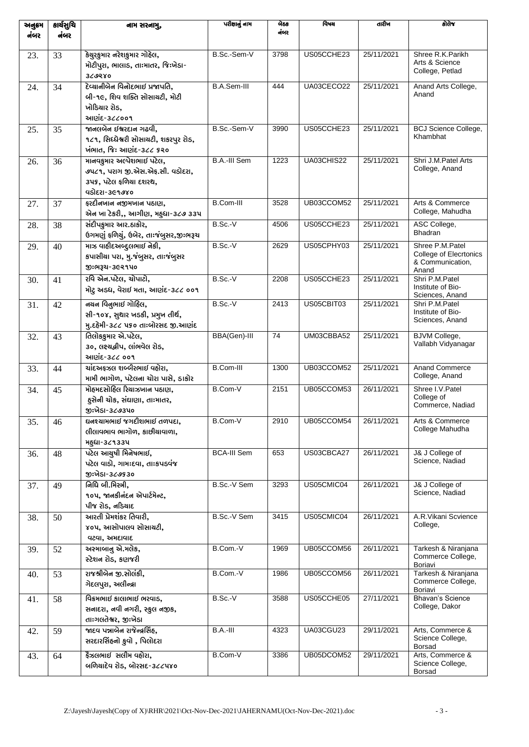| અનુક્રમ નંબર | કાર્યસુચિ નંબર | નામ સરનામુ, | પરીક્ષાનું નામ | બેઠક નંબર | વિષય | તારીખ | કોલેજ |
|---|---|---|---|---|---|---|---|
| 23. | 33 | કેયુરકુમાર નરેશકુમાર ગોહેલ, મોટીપુરા, ભાલાડ, તાઃમાતર, જિઃખેડા-૩૮૭૨૪૦ | B.Sc.-Sem-V | 3798 | US05CCHE23 | 25/11/2021 | Shree R.K.Parikh Arts & Science College, Petlad |
| 24. | 34 | દેવ્યાનીબેન વિનોદભાઇ પ્રજાપતિ, બી-૧૯, શિવ શક્તિ સોસાયટી, મોટી ખોડિયાર રોડ, આણંદ-૩૮૮૦૦૧ | B.A.Sem-III | 444 | UA03CECO22 | 25/11/2021 | Anand Arts College, Anand |
| 25. | 35 | જાનલબેન ઇશ્વરદાન ગઢવી, ૧૮૧, સિધ્ધેશ્વરી સોસાયટી, શકરપુર રોડ, ખંભાત, જિઃ આણંદ-૩૮૮ ૬૨૦ | B.Sc.-Sem-V | 3990 | US05CCHE23 | 25/11/2021 | BCJ Science College, Khambhat |
| 26. | 36 | માનવકુમાર અલ્પેશભાઇ પટેલ, ૭૫૮૧, પરાગ જી.એસ.એફ.સી. વડોદરા, ૩૫૬, પટેલ ફળિયા દશરથ, વડોદરા-૩૯૧૭૪૦ | B.A.-III Sem | 1223 | UA03CHIS22 | 25/11/2021 | Shri J.M.Patel Arts College, Anand |
| 27. | 37 | ફરદીનખાન નજીમખાન પઠાણ, એન ખા ટેકરી,, આગીણ, મહુધા-૩૮૭ ૩૩૫ | B.Com-III | 3528 | UB03CCOM52 | 25/11/2021 | Arts & Commerce College, Mahudha |
| 28. | 38 | સંદીપકુમાર આર.ઠાકોર, ઉગમણું ફળિયું, ઉબેર, તાઃજંબુસર,જીઃભરૂચ | B.Sc.-V | 4506 | US05CCHE23 | 25/11/2021 | ASC College, Bhadran |
| 29. | 40 | માઝ વાહીદઅબ્દુલભાઇ નેકી, કપાસીયા પરા, મુ.જંબુસર, તાઃજંબુસર જીઃભરૂચ-૩૯૨૧૫૦ | B.Sc.-V | 2629 | US05CPHY03 | 25/11/2021 | Shree P.M.Patel College of Elecrtonics & Communication, Anand |
| 30. | 41 | રવિ એન.પટેલ, ચોપાટો, મોટુ અડધ, વેરાઇ મતા, આણંદ-૩૮૮ ૦૦૧ | B.Sc.-V | 2208 | US05CCHE23 | 25/11/2021 | Shri P.M.Patel Institute of Bio-Sciences, Anand |
| 31. | 42 | નયન વિનુભાઇ ગોહિલ, સી-૧૦૪, સુથાર ખડકી, પ્રમુખ તીર્થ, મુ.દહેમી-૩૮૮ ૫૬૦ તાઃબોરસદ જી.આણંદ | B.Sc.-V | 2413 | US05CBIT03 | 25/11/2021 | Shri P.M.Patel Institute of Bio-Sciences, Anand |
| 32. | 43 | તિલોકકુમાર એ.પટેલ, ૩૦, લક્ષ્યદ્વીપ, લાંભવેલ રોડ, આણંદ-૩૮૮ ૦૦૧ | BBA(Gen)-III | 74 | UM03CBBA52 | 25/11/2021 | BJVM College, Vallabh Vidyanagar |
| 33. | 44 | ચાંદઅફઝલ શબ્બીરભાઇ વહોરા, મામી ભાગોળ, પટેલના ચોરા પાસે, ડાકોર | B.Com-III | 1300 | UB03CCOM52 | 25/11/2021 | Anand Commerce College, Anand |
| 34. | 45 | મોહમદસોહિલ રિયાઝખાન પઠાણ, હુસેની ચોક, સંધાણા, તાઃમાતર, જીઃખેડા-૩૮૭૩૫૦ | B.Com-V | 2151 | UB05CCOM53 | 26/11/2021 | Shree I.V.Patel College of Commerce, Nadiad |
| 35. | 46 | ઘનશ્યામભાઇ જગદીશભાઇ તળપદા, લીલાવભાવ ભાગોળ, કાછીયાવાળા, મહુધા-૩૮૧૩૩૫ | B.Com-V | 2910 | UB05CCOM54 | 26/11/2021 | Arts & Commerce College Mahudha |
| 36. | 48 | પટેલ આયુષી મિનેષભાઇ, પટેલ વાડો, ગામઃદવા, તાઃકપડવંજ જીઃખેડા-૩૮૭૬૩૦ | BCA-III Sem | 653 | US03CBCA27 | 26/11/2021 | J& J College of Science, Nadiad |
| 37. | 49 | નિધિ બી.મિસ્ત્રી, ૧૦૫, જાનકીનંદન એપાર્ટમેન્ટ, પીજ રોડ, નડિયાદ | B.Sc.-V Sem | 3293 | US05CMIC04 | 26/11/2021 | J& J College of Science, Nadiad |
| 38. | 50 | આરતી પ્રેમશંકર તિવારી, ૪૦૫, આસોપાલવ સોસાયટી, વટવા, અમદાવાદ | B.Sc.-V Sem | 3415 | US05CMIC04 | 26/11/2021 | A.R.Vikani Scvience College, |
| 39. | 52 | અસ્માબાનુ એ.મલેક, સ્ટેશન રોડ, કણજરી | B.Com.-V | 1969 | UB05CCOM56 | 26/11/2021 | Tarkesh & Niranjana Commerce College, Boriavi |
| 40. | 53 | રાજશ્રીબેન જી.સોલંકી, ગેદલપુરા, અલીન્દ્રા | B.Com.-V | 1986 | UB05CCOM56 | 26/11/2021 | Tarkesh & Niranjana Commerce College, Boriavi |
| 41. | 58 | વિક્રમભાઇ કાલાભાઇ ભરવાડ, સનાદરા, નવી નગરી, સ્કુલ નજીક, તાઃગલતેશ્વર, જીઃખેડા | B.Sc.-V | 3588 | US05CCHE05 | 27/11/2021 | Bhavan's Science College, Dakor |
| 42. | 59 | જાદવ પન્નાબેન રાજેન્દ્રસિંહ, સરદારસિંહનો કુવો , પિલોદરા | B.A.-III | 4323 | UA03CGU23 | 29/11/2021 | Arts, Commerce & Science College, Borsad |
| 43. | 64 | ફૈઝલભાઇ સલીમ વહોરા, બળિયાદેવ રોડ, બોરસદ-૩૮૮૫૪૦ | B.Com-V | 3386 | UB05DCOM52 | 29/11/2021 | Arts, Commerce & Science College, Borsad |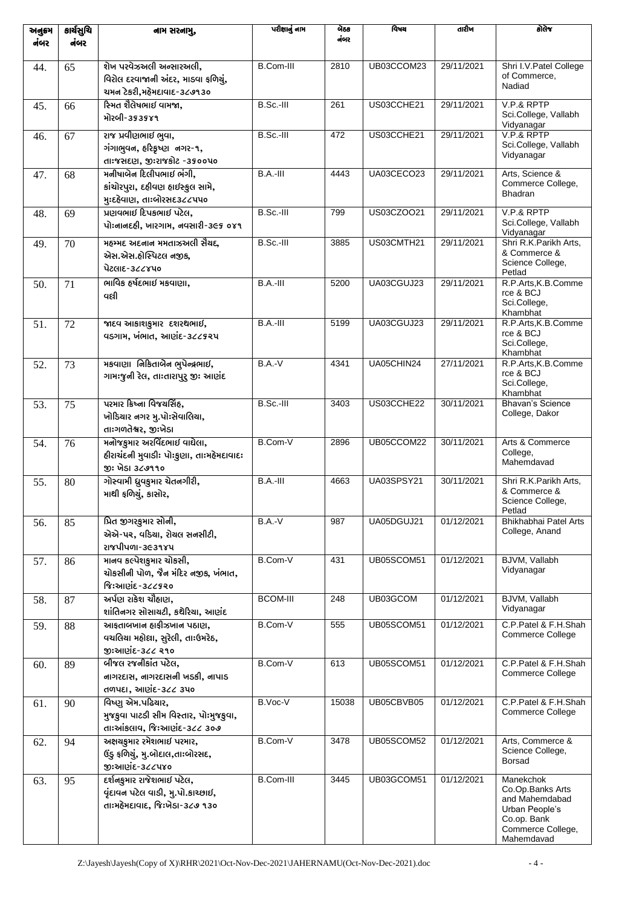| અનુક્રમ નંબર | કાર્યસુચિ નંબર | નામ સરનામુ, | પરીક્ષાનું નામ | બેઠક નંબર | વિષય | તારીખ | કોલેજ |
|---|---|---|---|---|---|---|---|
| 44. | 65 | શેખ પરવેઝઅલી અન્સારઅલી, વિરોલ દરવાજાની અંદર, માડવા ફળિયું, ચમન ટેકરી,મહેમદાવાદ-૩૮૭૧૩૦ | B.Com-III | 2810 | UB03CCOM23 | 29/11/2021 | Shri I.V.Patel College of Commerce, Nadiad |
| 45. | 66 | સ્મિત શૈલેષભાઇ વામજા, મોરબી-૩૬૩૬૪૧ | B.Sc.-III | 261 | US03CCHE21 | 29/11/2021 | V.P.& RPTP Sci.College, Vallabh Vidyanagar |
| 46. | 67 | રાજ પ્રવીણભાઇ ભુવા, ગંગાભુવન, હરિકૃષ્ણ નગર-૧, તાઃજસદણ, જીઃરાજકોટ -૩૬૦૦૫૦ | B.Sc.-III | 472 | US03CCHE21 | 29/11/2021 | V.P.& RPTP Sci.College, Vallabh Vidyanagar |
| 47. | 68 | મનીષાબેન દિલીપભાઇ ભંગી, કાંચોરપુરા, દહીવણ હાઇસ્કુલ સામે, મુઃદહેવાણ, તાઃબોરસદ૩૮૮૫૫૦ | B.A.-III | 4443 | UA03CECO23 | 29/11/2021 | Arts, Science & Commerce College, Bhadran |
| 48. | 69 | પ્રણવભાઇ દિપકભાઇ પટેલ, પોઃનાનદહી, ખારગામ, નવસારી-૩૯૬ ૦૪૧ | B.Sc.-III | 799 | US03CZOO21 | 29/11/2021 | V.P.& RPTP Sci.College, Vallabh Vidyanagar |
| 49. | 70 | મહમ્મદ અદનાન મમતાઝઅલી સૈયદ, એસ.એસ.હોસ્પિટલ નજીક, પેટલાદ-૩૮૮૪૫૦ | B.Sc.-III | 3885 | US03CMTH21 | 29/11/2021 | Shri R.K.Parikh Arts, & Commerce & Science College, Petlad |
| 50. | 71 | ભાવિક હર્ષદભાઇ મકવાણા, વહી | B.A.-III | 5200 | UA03CGUJ23 | 29/11/2021 | R.P.Arts,K.B.Commerce & BCJ Sci.College, Khambhat |
| 51. | 72 | જાદવ આકાશકુમાર દશરથભાઇ, વડગામ, ખંભાત, આણંદ-૩૮૮૬૨૫ | B.A.-III | 5199 | UA03CGUJ23 | 29/11/2021 | R.P.Arts,K.B.Commerce & BCJ Sci.College, Khambhat |
| 52. | 73 | મકવાણા નિકિતાબેન ભુપેન્દ્રભાઇ, ગામઃજુની રેલ, તાઃતારાપુર જીઃ આણંદ | B.A.-V | 4341 | UA05CHIN24 | 27/11/2021 | R.P.Arts,K.B.Commerce & BCJ Sci.College, Khambhat |
| 53. | 75 | પરમાર ક્રિષ્ના વિજયસિંહ, ખોડિયાર નગર મુ.પોઃસેવાલિયા, તાઃગળતેશ્વર, જીઃખેડા | B.Sc.-III | 3403 | US03CCHE22 | 30/11/2021 | Bhavan's Science College, Dakor |
| 54. | 76 | મનોજકુમાર અરવિંદભાઇ વાઘેલા, હીરાચંદની મુવાડીઃ પોઃકુણા, તાઃમહેમદાવાદઃ જીઃ ખેડા ૩૮૭૧૧૦ | B.Com-V | 2896 | UB05CCOM22 | 30/11/2021 | Arts & Commerce College, Mahemdavad |
| 55. | 80 | ગોસ્વામી ધ્રુવકુમાર ચેતનગીરી, માથી ફળિયું, કાસોર, | B.A.-III | 4663 | UA03SPSY21 | 30/11/2021 | Shri R.K.Parikh Arts, & Commerce & Science College, Petlad |
| 56. | 85 | પ્રિત જીગરકુમાર સોની, એએ-૫૨, વડિયા, રોયલ સનસીટી, રાજપીપળા-૩૯૩૧૪૫ | B.A.-V | 987 | UA05DGUJ21 | 01/12/2021 | Bhikhabhai Patel Arts College, Anand |
| 57. | 86 | માનવ કલ્પેશકુમાર ચોકસી, ચોકસીની પોળ, જૈન મંદિર નજીક, ખંભાત, જિઃઆણંદ-૩૮૮૬૨૦ | B.Com-V | 431 | UB05SCOM51 | 01/12/2021 | BJVM, Vallabh Vidyanagar |
| 58. | 87 | અર્પણ રાકેશ ચૌહાણ, શાંતિનગર સોસાયટી, કથેરિયા, આણંદ | BCOM-III | 248 | UB03GCOM | 01/12/2021 | BJVM, Vallabh Vidyanagar |
| 59. | 88 | આફતાબખાન હાફીઝખાન પઠાણ, વચલિયા મહોલ્લા, સુરેલી, તાઃઉમરેઠ, જીઃઆણંદ-૩૮૮ ૨૧૦ | B.Com-V | 555 | UB05SCOM51 | 01/12/2021 | C.P.Patel & F.H.Shah Commerce College |
| 60. | 89 | બીજલ રજનીકાંત પટેલ, નાગરદાસ, નાગરદાસની ખડકી, નાપાડ તળપદા, આણંદ-૩૮૮ ૩૫૦ | B.Com-V | 613 | UB05SCOM51 | 01/12/2021 | C.P.Patel & F.H.Shah Commerce College |
| 61. | 90 | વિષ્ણુ એમ.પઢિયાર, મુજકુવા પાટડી સીમ વિસ્તાર, પોઃમુજકુવા, તાઃઆંકલાવ, જિઃઆણંદ-૩૮૮ ૩૦૭ | B.Voc-V | 15038 | UB05CBVB05 | 01/12/2021 | C.P.Patel & F.H.Shah Commerce College |
| 62. | 94 | અક્ષયકુમાર રમેશભાઇ પરમાર, ઉંડુ ફળિયું, મુ.બોદાલ,તાઃબોરસદ, જીઃઆણંદ-૩૮૮૫૪૦ | B.Com-V | 3478 | UB05SCOM52 | 01/12/2021 | Arts, Commerce & Science College, Borsad |
| 63. | 95 | દર્શનકુમાર રાજેશભાઇ પટેલ, વૃંદાવન પટેલ વાડી, મુ.પો.કાચ્છાઇ, તાઃમહેમદાવાદ, જિઃખેડા-૩૮૭ ૧૩૦ | B.Com-III | 3445 | UB03GCOM51 | 01/12/2021 | Manekchok Co.Op.Banks Arts and Mahemdabad Urban People's Co.op. Bank Commerce College, Mahemdavad |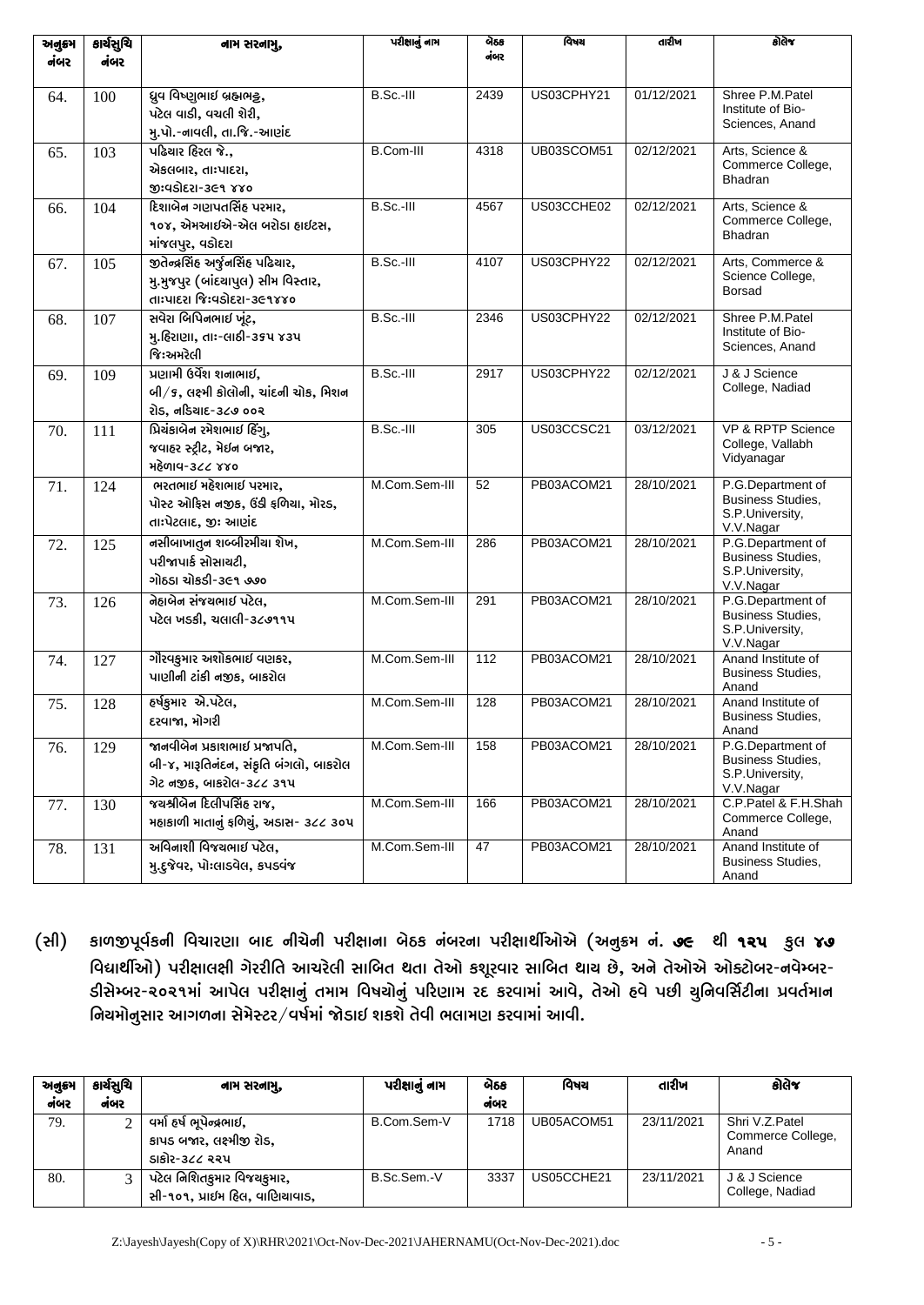| અનુક્રમ નંબર | કાર્યસુચિ નંબર | નામ સરનામુ, | પરીક્ષાનું નામ | બેઠક નંબર | વિષય | તારીખ | કોલેજ |
|---|---|---|---|---|---|---|---|
| 64. | 100 | ધ્રુવ વિષ્ણુભાઇ બ્રહ્મભટ્ટ, પટેલ વાડી, વચલી શેરી, મુ.પો.-નાવલી, તા.જિ.-આણંદ | B.Sc.-III | 2439 | US03CPHY21 | 01/12/2021 | Shree P.M.Patel Institute of Bio-Sciences, Anand |
| 65. | 103 | પઢિયાર હિરલ જે., એકલબાર, તાઃપાદરા, જીઃવડોદરા-૩૯૧ ૪૪૦ | B.Com-III | 4318 | UB03SCOM51 | 02/12/2021 | Arts, Science & Commerce College, Bhadran |
| 66. | 104 | દિશાબેન ગણપતસિંહ પરમાર, ૧૦૪, એમઆઇએ-એલ બરોડા હાઇટસ, માંજલપુર, વડોદરા | B.Sc.-III | 4567 | US03CCHE02 | 02/12/2021 | Arts, Science & Commerce College, Bhadran |
| 67. | 105 | જીતેન્દ્રસિંહ અર્જુનસિંહ પઢિયાર, મુ.મુજપુર (બાંદ્યાપુલ) સીમ વિસ્તાર, તાઃપાદરા જિઃવડોદરા-૩૯૧૪૪૦ | B.Sc.-III | 4107 | US03CPHY22 | 02/12/2021 | Arts, Commerce & Science College, Borsad |
| 68. | 107 | સવેરા બિપિનભાઇ ખૂંટ, મુ.હિરાણા, તાઃ-લાઠી-૩૬૫ ૪૩૫ જિઃઅમરેલી | B.Sc.-III | 2346 | US03CPHY22 | 02/12/2021 | Shree P.M.Patel Institute of Bio-Sciences, Anand |
| 69. | 109 | પ્રણામી ઉર્વેશ શનાભાઇ, બી/૬, લક્ષ્મી કોલોની, ચાંદની ચોક, મિશન રોડ, નડિયાદ-૩૮૭ ૦૦૨ | B.Sc.-III | 2917 | US03CPHY22 | 02/12/2021 | J & J Science College, Nadiad |
| 70. | 111 | પ્રિયંકાબેન રમેશભાઇ હિંગુ, જવાહર સ્ટ્રીટ, મેઇન બજાર, મહેળાવ-૩૮૮ ૪૪૦ | B.Sc.-III | 305 | US03CCSC21 | 03/12/2021 | VP & RPTP Science College, Vallabh Vidyanagar |
| 71. | 124 | ભરતભાઇ મહેશભાઇ પરમાર, પોસ્ટ ઓફિસ નજીક, ઉંડી ફળિયા, મોરડ, તાઃપેટલાદ, જીઃ આણંદ | M.Com.Sem-III | 52 | PB03ACOM21 | 28/10/2021 | P.G.Department of Business Studies, S.P.University, V.V.Nagar |
| 72. | 125 | નસીબાખાતુન શબ્બીરમીયા શેખ, પરીજાપાર્ક સોસાયટી, ગોઠડા ચોકડી-૩૯૧ ૭૭૦ | M.Com.Sem-III | 286 | PB03ACOM21 | 28/10/2021 | P.G.Department of Business Studies, S.P.University, V.V.Nagar |
| 73. | 126 | નેહાબેન સંજયભાઇ પટેલ, પટેલ ખડકી, ચલાલી-૩૮૭૧૧૫ | M.Com.Sem-III | 291 | PB03ACOM21 | 28/10/2021 | P.G.Department of Business Studies, S.P.University, V.V.Nagar |
| 74. | 127 | ગૌરવકુમાર અશોકભાઇ વણકર, પાણીની ટાંકી નજીક, બાકરોલ | M.Com.Sem-III | 112 | PB03ACOM21 | 28/10/2021 | Anand Institute of Business Studies, Anand |
| 75. | 128 | હર્ષકુમાર એ.પટેલ, દરવાજા, મોગરી | M.Com.Sem-III | 128 | PB03ACOM21 | 28/10/2021 | Anand Institute of Business Studies, Anand |
| 76. | 129 | જાનવીબેન પ્રકાશભાઇ પ્રજાપતિ, બી-૪, મારૂતિનંદન, સંકૃતિ બંગલો, બાકરોલ ગેટ નજીક, બાકરોલ-૩૮૮ ૩૧૫ | M.Com.Sem-III | 158 | PB03ACOM21 | 28/10/2021 | P.G.Department of Business Studies, S.P.University, V.V.Nagar |
| 77. | 130 | જયશ્રીબેન દિલીપસિંહ રાજ, મહાકાળી માતાનું ફળિયું, અડાસ- ૩૮૮ ૩૦૫ | M.Com.Sem-III | 166 | PB03ACOM21 | 28/10/2021 | C.P.Patel & F.H.Shah Commerce College, Anand |
| 78. | 131 | અવિનાશી વિજયભાઇ પટેલ, મુ.દુજેવર, પોઃલાડવેલ, કપડવંજ | M.Com.Sem-III | 47 | PB03ACOM21 | 28/10/2021 | Anand Institute of Business Studies, Anand |

**(સી) કાળજીપૂર્વકની વિચારણા બાદ નીચેની પરીક્ષાના બેઠક નંબરના પરીક્ષાર્થીઓએ (અનુક્રમ નં. ૭૯ થી ૧૨૫ કુલ ૪૭ વિદ્યાર્થીઓ) પરીક્ષાલક્ષી ગેરરીતિ આચરેલી સાબિત થતા તેઓ કસૂરવાર સાબિત થાય છે, અને તેઓએ ઓક્ટોબર-નવેમ્બર-ડીસેમ્બર-૨૦૨૧માં આપેલ પરીક્ષાનું તમામ વિષયોનું પરિણામ રદ કરવામાં આવે, તેઓ હવે પછી યુનિવર્સિટીના પ્રવર્તમાન નિયમોનુસાર આગળના સેમેસ્ટર/વર્ષમાં જોડાઇ શકશે તેવી ભલામણ કરવામાં આવી.**

| અનુક્રમ નંબર | કાર્યસુચિ નંબર | નામ સરનામુ, | પરીક્ષાનું નામ | બેઠક નંબર | વિષય | તારીખ | કોલેજ |
|---|---|---|---|---|---|---|---|
| 79. | 2 | વર્મા હર્ષ ભૂપેન્દ્રભાઇ, કાપડ બજાર, લક્ષ્મીજી રોડ, ડાકોર-૩૮૮ ૨૨૫ | B.Com.Sem-V | 1718 | UB05ACOM51 | 23/11/2021 | Shri V.Z.Patel Commerce College, Anand |
| 80. | 3 | પટેલ નિશિતકુમાર વિજયકુમાર, સી-૧૦૧, પ્રાઇમ હિલ, વાણિયાવાડ, | B.Sc.Sem.-V | 3337 | US05CCHE21 | 23/11/2021 | J & J Science College, Nadiad |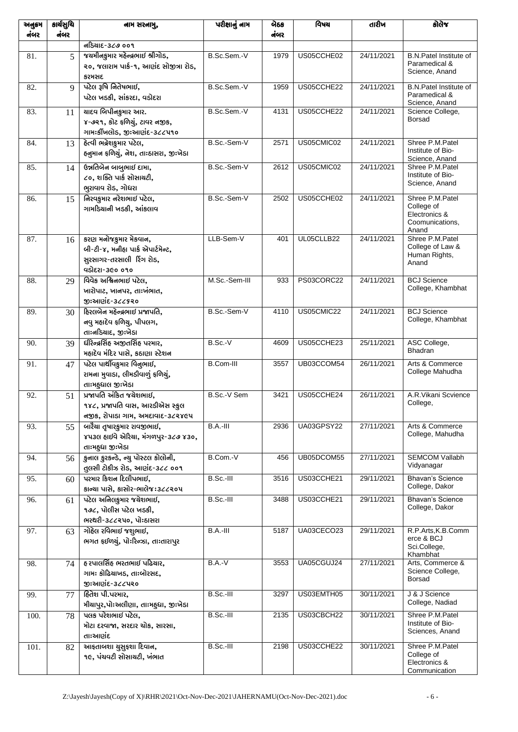| અનુક્રમ નંબર | કાર્યસુચિ નંબર | નામ સરનામુ, | પરીક્ષાનું નામ | બેઠક નંબર | વિષય | તારીખ | કોલેજ |
|---|---|---|---|---|---|---|---|
| | | નડિયાદ-૩૮૭ ૦૦૧ | | | | | |
| 81. | 5 | જયમીનકુમાર મહેન્દ્રભાઇ શ્રીગોડ, ૨૦, જલારામ પાર્ક-૧, આણંદ સોજીત્રા રોડ, કરમસદ | B.Sc.Sem.-V | 1979 | US05CCHE02 | 24/11/2021 | B.N.Patel Institute of Paramedical & Science, Anand |
| 82. | 9 | પટેલ રૂષિ નિતેષભાઇ, પટેલ ખડકી, સાંકરદા, વડોદરા | B.Sc.Sem.-V | 1959 | US05CCHE22 | 24/11/2021 | B.N.Patel Institute of Paramedical & Science, Anand |
| 83. | 11 | યાદવ બિપીનકુમાર આર. ૪-૭૨૧, કોટ ફળિયું, ટાવર નજીક, ગામઃકીખલોડ, જીઃઆણંદ-૩૮૮૫૧૦ | B.Sc.Sem.-V | 4131 | US05CCHE22 | 24/11/2021 | Science College, Borsad |
| 84. | 13 | હેત્વી ભદ્રેશકુમાર પટેલ, હનુમાન ફળિયું, નેશ, તાઃઠાસરા, જીઃખેડા | B.Sc.-Sem-V | 2571 | US05CMIC02 | 24/11/2021 | Shree P.M.Patel Institute of Bio-Science, Anand |
| 85. | 14 | ઉન્નતિબેન બાબુભાઇ દામા, ૮૦, શક્તિ પાર્ક સોસાયટી, ભુરાવાવ રોડ, ગોધરા | B.Sc.-Sem-V | 2612 | US05CMIC02 | 24/11/2021 | Shree P.M.Patel Institute of Bio-Science, Anand |
| 86. | 15 | નિરવકુમાર નરેશભાઇ પટેલ, ગામડિયાની ખડકી, આંકલાવ | B.Sc.-Sem-V | 2502 | US05CCHE02 | 24/11/2021 | Shree P.M.Patel College of Electronics & Coomunications, Anand |
| 87. | 16 | કરણ મનોજકુમાર મેકવાન, બી-ટી-૪, મનીહા પાર્ક એપાર્ટમેન્ટ, સુરસાગર-તરસાલી રિંગ રોડ, વડોદરા-૩૯૦ ૦૧૦ | LLB-Sem-V | 401 | UL05CLLB22 | 24/11/2021 | Shree P.M.Patel College of Law & Human Rights, Anand |
| 88. | 29 | વિવેક અશ્વિનભાઇ પટેલ, ખારોપાટ, ખાનપર, તાઃખંભાત, જીઃઆણંદ-૩૮૮૬૨૦ | M.Sc.-Sem-III | 933 | PS03CORC22 | 24/11/2021 | BCJ Science College, Khambhat |
| 89. | 30 | હિરલબેન મહેન્દ્રભાઇ પ્રજાપતિ, નવુ મહાદેવ ફળિયુ, પીપલગ, તાઃનડિયાદ, જીઃખેડા | B.Sc.-Sem-V | 4110 | US05CMIC22 | 24/11/2021 | BCJ Science College, Khambhat |
| 90. | 39 | ધીરેન્દ્રસિંહ અજીતસિંહ પરમાર, મહાદેવ મંદિર પાસે, કઠાણા સ્ટેશન | B.Sc.-V | 4609 | US05CCHE23 | 25/11/2021 | ASC College, Bhadran |
| 91. | 47 | પટેલ પાર્થીવકુમાર વિનુભાઇ, રામના મુવાડા, લીમડીવાળું ફળિયું, તાઃમહુધાલ જીઃખેડા | B.Com-III | 3557 | UB03CCOM54 | 26/11/2021 | Arts & Commerce College Mahudha |
| 92. | 51 | પ્રજાપતિ અંકિત જયેશભાઇ, ૧૪૮, પ્રજાપતિ વાસ, આરડીએસ સ્કુલ નજીક, રોપાડા ગામ, અમદાવાદ-૩૮૨૪૯૫ | B.Sc.-V Sem | 3421 | US05CCHE24 | 26/11/2021 | A.R.Vikani Scvience College, |
| 93. | 55 | બારૈયા તૃષારકુમાર રાવજીભાઇ, ૪૫૩લ હાઇવે એરિયા, મંગળપુર-૩૮૭ ૪૩૦, તાઃમહુધા જીઃખેડા | B.A.-III | 2936 | UA03GPSY22 | 27/11/2021 | Arts & Commerce College, Mahudha |
| 94. | 56 | કુનાલ કુરકન્ડે, ન્યુ પોસ્ટલ કોલોની, તુલસી ટોકીઝ રોડ, આણંદ-૩૮૮ ૦૦૧ | B.Com.-V | 456 | UB05DCOM55 | 27/11/2021 | SEMCOM Vallabh Vidyanagar |
| 95. | 60 | પરમાર કિશન દિલીપભાઇ, કાન્યા પાસે, કાસોર-ભાલેજઃ૩૮૮૨૦૫ | B.Sc.-III | 3516 | US03CCHE21 | 29/11/2021 | Bhavan's Science College, Dakor |
| 96. | 61 | પટેલ અનિલકુમાર જયેશભાઇ, ૧૭૮, પોલીસ પટેલ ખડકી, ભરથરી-૩૮૮૨૫૦, પોઃઠાસરા | B.Sc.-III | 3488 | US03CCHE21 | 29/11/2021 | Bhavan's Science College, Dakor |
| 97. | 63 | ગોહેલ રવિભાઇ જશુભાઇ, ભગત ફઈળયું, પોઃરિન્ઝા, તાઃતારાપુર | B.A.-III | 5187 | UA03CECO23 | 29/11/2021 | R.P.Arts,K.B.Commerce & BCJ Sci.College, Khambhat |
| 98. | 74 | હરપાલસિંહ ભરતભાઇ પઢિયાર, ગામઃ કોઢિયાખડ, તાઃબોરસદ, જીઃઆણંદ-૩૮૮૫૨૦ | B.A.-V | 3553 | UA05CGUJ24 | 27/11/2021 | Arts, Commerce & Science College, Borsad |
| 99. | 77 | હિતેશ પી.પરમાર, મીચાપુર,પોઃઅલીણા, તાઃમહુધા, જીઃખેડા | B.Sc.-III | 3297 | US03EMTH05 | 30/11/2021 | J & J Science College, Nadiad |
| 100. | 78 | પલક પરેશભાઇ પટેલ, મોટા દરવાજા, સરદાર ચોક, સારસા, તાઃઆણંદ | B.Sc.-III | 2135 | US03CBCH22 | 30/11/2021 | Shree P.M.Patel Institute of Bio-Sciences, Anand |
| 101. | 82 | આફતાબશા યુસુફશા દિવાન, ૧૯, પંચવટી સોસાયટી, ખંભાત | B.Sc.-III | 2198 | US03CCHE22 | 30/11/2021 | Shree P.M.Patel College of Electronics & Communication |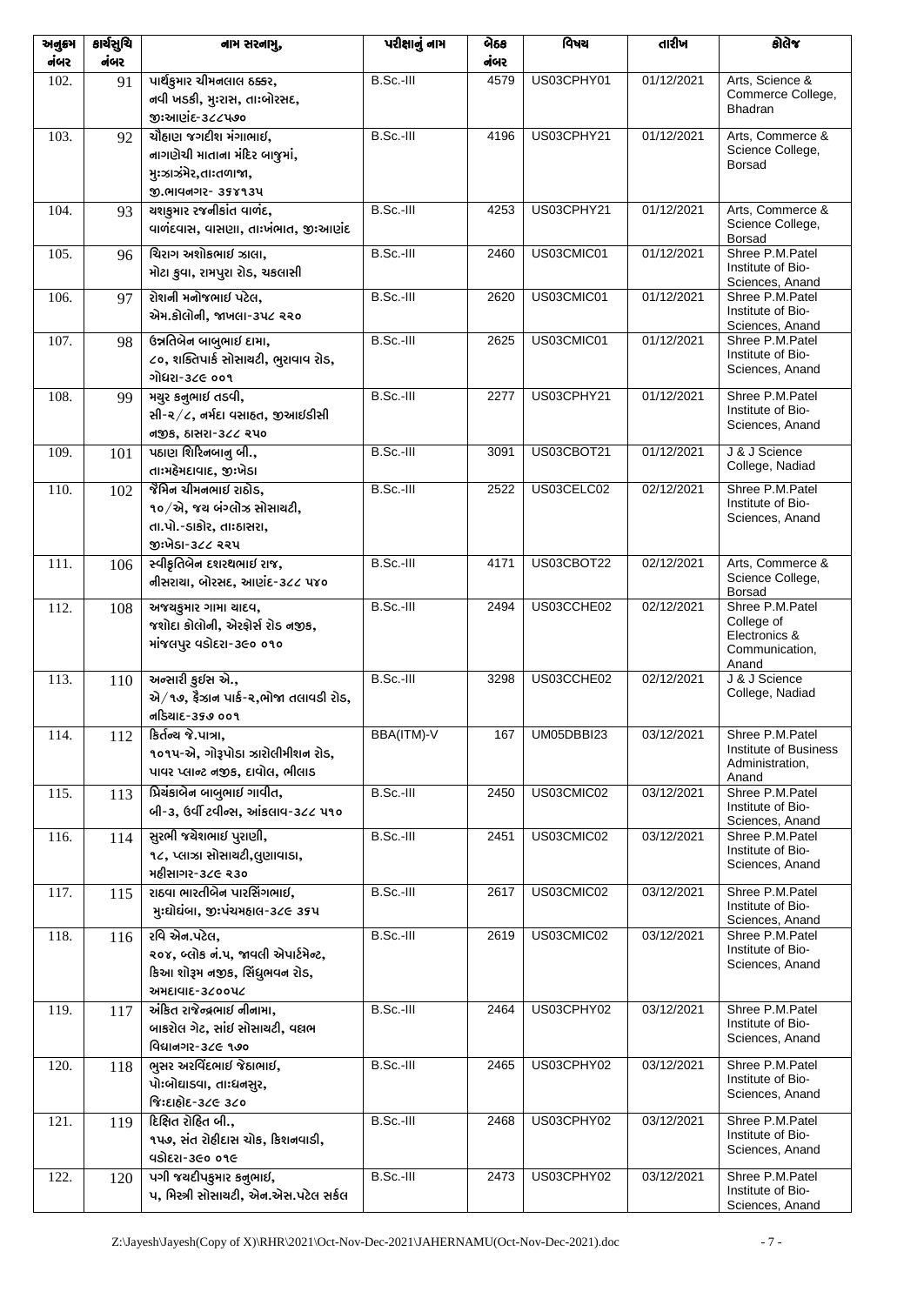| અનુક્રમ નંબર | કાર્યસુચિ નંબર | નામ સરનામુ, | પરીક્ષાનું નામ | બેઠક નંબર | વિષય | તારીખ | કોલેજ |
|---|---|---|---|---|---|---|---|
| 102. | 91 | પાર્થકુમાર ચીમનલાલ ઠક્કર, નવી ખડકી, મુઃરાસ, તાઃબોરસદ, જીઃઆણંદ-૩૮૮૫૭૦ | B.Sc.-III | 4579 | US03CPHY01 | 01/12/2021 | Arts, Science & Commerce College, Bhadran |
| 103. | 92 | ચૌહાણ જગદીશ મંગાભાઈ, નાગણેચી માતાના મંદિર બાજુમાં, મુઃઝાઝંમેર,તાઃતળાજા, જી.ભાવનગર- ૩૬૪૧૩૫ | B.Sc.-III | 4196 | US03CPHY21 | 01/12/2021 | Arts, Commerce & Science College, Borsad |
| 104. | 93 | યશકુમાર રજનીકાંત વાળંદ, વાળંદવાસ, વાસણા, તાઃખંભાત, જીઃઆણંદ | B.Sc.-III | 4253 | US03CPHY21 | 01/12/2021 | Arts, Commerce & Science College, Borsad |
| 105. | 96 | ચિરાગ અશોકભાઈ ઝાલા, મોટા કુવા, રામપુરા રોડ, ચકલાસી | B.Sc.-III | 2460 | US03CMIC01 | 01/12/2021 | Shree P.M.Patel Institute of Bio-Sciences, Anand |
| 106. | 97 | રોશની મનોજભાઈ પટેલ, એમ.કોલોની, જાખલા-૩૫૮ ૨૨૦ | B.Sc.-III | 2620 | US03CMIC01 | 01/12/2021 | Shree P.M.Patel Institute of Bio-Sciences, Anand |
| 107. | 98 | ઉન્નતિબેન બાબુભાઈ દામા, ૮૦, શક્તિપાર્ક સોસાયટી, ભુરાવાવ રોડ, ગોધરા-૩૮૯ ૦૦૧ | B.Sc.-III | 2625 | US03CMIC01 | 01/12/2021 | Shree P.M.Patel Institute of Bio-Sciences, Anand |
| 108. | 99 | મયુર કનુભાઈ તડવી, સી-૨/૮, નર્મદા વસાહત, જીઆઈડીસી નજીક, ઠાસરા-૩૮૮ ૨૫૦ | B.Sc.-III | 2277 | US03CPHY21 | 01/12/2021 | Shree P.M.Patel Institute of Bio-Sciences, Anand |
| 109. | 101 | પઠાણ શિરિનબાનુ બી., તાઃમહેમદાવાદ, જીઃખેડા | B.Sc.-III | 3091 | US03CBOT21 | 01/12/2021 | J & J Science College, Nadiad |
| 110. | 102 | જૈમિન ચીમનભાઈ રાઠોડ, ૧૦/એ, જય બંગલોઝ સોસાયટી, તા.પો.-ડાકોર, તાઃઠાસરા, જીઃખેડા-૩૮૮ ૨૨૫ | B.Sc.-III | 2522 | US03CELC02 | 02/12/2021 | Shree P.M.Patel Institute of Bio-Sciences, Anand |
| 111. | 106 | સ્વીકૃતિબેન દશરથભાઈ રાજ, નીસરાયા, બોરસદ, આણંદ-૩૮૮ ૫૪૦ | B.Sc.-III | 4171 | US03CBOT22 | 02/12/2021 | Arts, Commerce & Science College, Borsad |
| 112. | 108 | અજયકુમાર ગામા યાદવ, જશોદા કોલોની, એરફોર્સ રોડ નજીક, માંજલપુર વડોદરા-૩૯૦ ૦૧૦ | B.Sc.-III | 2494 | US03CCHE02 | 02/12/2021 | Shree P.M.Patel College of Electronics & Communication, Anand |
| 113. | 110 | અન્સારી ફુઈસ એ., એ/૧૭, ફૈઝાન પાર્ક-૨,ભોજા તલાવડી રોડ, નડિયાદ-૩૬૭ ૦૦૧ | B.Sc.-III | 3298 | US03CCHE02 | 02/12/2021 | J & J Science College, Nadiad |
| 114. | 112 | કિર્તન્ય જે.પાત્રા, ૧૦૧૫-એ, ગોરૂપોડા ઝારોલીમીશન રોડ, પાવર પ્લાન્ટ નજીક, દાવોલ, ભીલાડ | BBA(ITM)-V | 167 | UM05DBBI23 | 03/12/2021 | Shree P.M.Patel Institute of Business Administration, Anand |
| 115. | 113 | પ્રિયંકાબેન બાબુભાઈ ગાવીત, બી-૩, ઉર્વી ટવીન્સ, આંકલાવ-૩૮૮ ૫૧૦ | B.Sc.-III | 2450 | US03CMIC02 | 03/12/2021 | Shree P.M.Patel Institute of Bio-Sciences, Anand |
| 116. | 114 | સુરભી જયેશભાઈ પુરાણી, ૧૮, પ્લાઝા સોસાયટી,લુણાવાડા, મહીસાગર-૩૮૯ ૨૩૦ | B.Sc.-III | 2451 | US03CMIC02 | 03/12/2021 | Shree P.M.Patel Institute of Bio-Sciences, Anand |
| 117. | 115 | રાઠવા ભારતીબેન પારસિંગભાઈ, મુઃઘોઘંબા, જીઃપંચમહાલ-૩૮૯ ૩૬૫ | B.Sc.-III | 2617 | US03CMIC02 | 03/12/2021 | Shree P.M.Patel Institute of Bio-Sciences, Anand |
| 118. | 116 | રવિ એન.પટેલ, ૨૦૪, બ્લોક નં.૫, જાવલી એપાર્ટમેન્ટ, કિઆ શોરૂમ નજીક, સિંધુભવન રોડ, અમદાવાદ-૩૮૦૦૫૮ | B.Sc.-III | 2619 | US03CMIC02 | 03/12/2021 | Shree P.M.Patel Institute of Bio-Sciences, Anand |
| 119. | 117 | અંકિત રાજેન્દ્રભાઈ નીનામા, બાકરોલ ગેટ, સાંઈ સોસાયટી, વલ્લભ વિદ્યાનગર-૩૮૯ ૧૭૦ | B.Sc.-III | 2464 | US03CPHY02 | 03/12/2021 | Shree P.M.Patel Institute of Bio-Sciences, Anand |
| 120. | 118 | ભુસર અરવિંદભાઈ જેઠાભાઈ, પોઃબોધાડવા, તાઃધનસુર, જિઃદાહોદ-૩૮૯ ૩૮૦ | B.Sc.-III | 2465 | US03CPHY02 | 03/12/2021 | Shree P.M.Patel Institute of Bio-Sciences, Anand |
| 121. | 119 | દિક્ષિત રોહિત બી., ૧૫૭, સંત રોહીદાસ ચોક, કિશનવાડી, વડોદરા-૩૯૦ ૦૧૯ | B.Sc.-III | 2468 | US03CPHY02 | 03/12/2021 | Shree P.M.Patel Institute of Bio-Sciences, Anand |
| 122. | 120 | પગી જયદીપકુમાર કનુભાઈ, ૫, મિસ્ત્રી સોસાયટી, એન.એસ.પટેલ સર્કલ | B.Sc.-III | 2473 | US03CPHY02 | 03/12/2021 | Shree P.M.Patel Institute of Bio-Sciences, Anand |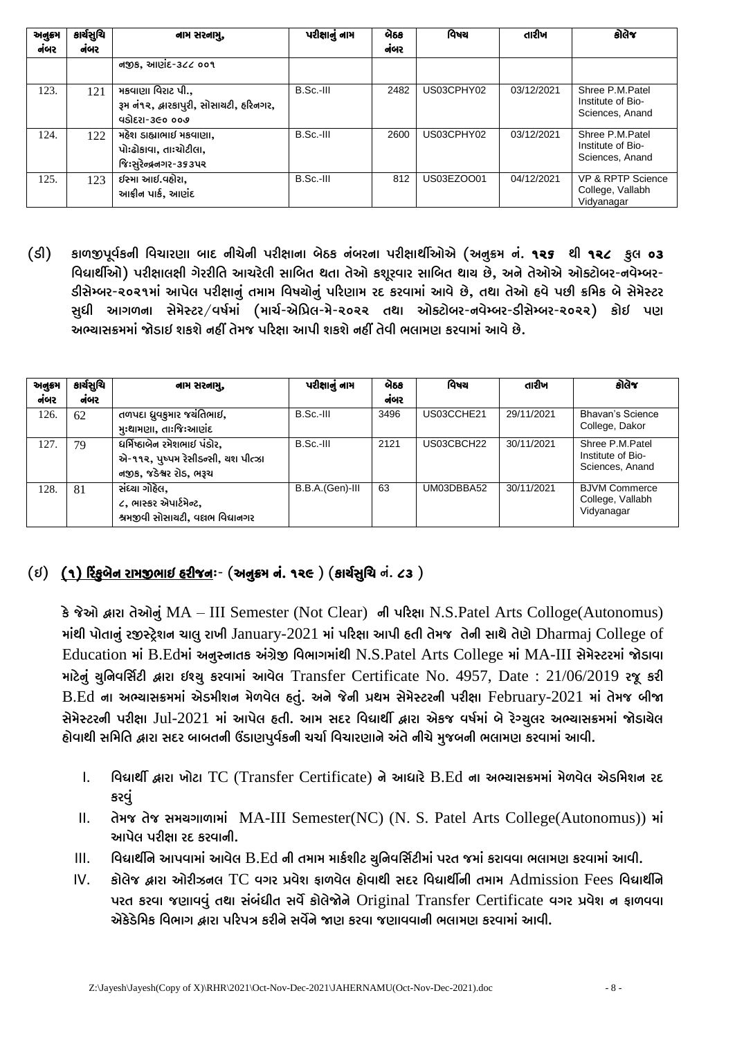| અનુક્રમ નંબર | કાર્યસુચિ નંબર | નામ સરનામુ, | પરીક્ષાનું નામ | બેઠક નંબર | વિષય | તારીખ | કોલેજ |
|---|---|---|---|---|---|---|---|
| | | નજીક, આણંદ-૩૮૮ ૦૦૧ | | | | | |
| 123. | 121 | મકવાણા વિરાટ પી., રૂમ નં૧૨, દ્વારકાપુરી, સોસાયટી, હરિનગર, વડોદરા-૩૯૦ ૦૦૭ | B.Sc.-III | 2482 | US03CPHY02 | 03/12/2021 | Shree P.M.Patel Institute of Bio-Sciences, Anand |
| 124. | 122 | મહેશ ડાહ્યાભાઇ મકવાણા, પોઃઢોકાવા, તાઃચોટીલા, જિઃસુરેન્દ્રનગર-૩૬૩૫૨ | B.Sc.-III | 2600 | US03CPHY02 | 03/12/2021 | Shree P.M.Patel Institute of Bio-Sciences, Anand |
| 125. | 123 | ઇસ્મા આઇ.વહોરા, આફ્રીન પાર્ક, આણંદ | B.Sc.-III | 812 | US03EZOO01 | 04/12/2021 | VP & RPTP Science College, Vallabh Vidyanagar |

(ડી) કાળજીપૂર્વકની વિચારણા બાદ નીચેની પરીક્ષાના બેઠક નંબરના પરીક્ષાર્થીઓએ (અનુક્રમ નં. **૧૨૬ થી ૧૨૮ કુલ ૦૩** વિદ્યાર્થીઓ) પરીક્ષાલક્ષી ગેરરીતિ આચરેલી સાબિત થતા તેઓ કસૂરવાર સાબિત થાય છે, અને તેઓએ ઓક્ટોબર-નવેમ્બર-ડીસેમ્બર-૨૦૨૧માં આપેલ પરીક્ષાનું તમામ વિષયોનું પરિણામ રદ કરવામાં આવે છે, તથા તેઓ હવે પછી ક્રમિક બે સેમેસ્ટર સુધી આગળના સેમેસ્ટર/વર્ષમાં (માર્ચ-એપ્રિલ-મે-૨૦૨૨ તથા ઓક્ટોબર-નવેમ્બર-ડીસેમ્બર-૨૦૨૨) કોઇ પણ અભ્યાસક્રમમાં જોડાઇ શકશે નહીં તેમજ પરિક્ષા આપી શકશે નહીં તેવી ભલામણ કરવામાં આવે છે.

| અનુક્રમ નંબર | કાર્યસુચિ નંબર | નામ સરનામુ, | પરીક્ષાનું નામ | બેઠક નંબર | વિષય | તારીખ | કોલેજ |
|---|---|---|---|---|---|---|---|
| 126. | 62 | તળપદા ધ્રુવકુમાર જયંતિભાઇ, મુઃથામણા, તાઃજિઃઆણંદ | B.Sc.-III | 3496 | US03CCHE21 | 29/11/2021 | Bhavan's Science College, Dakor |
| 127. | 79 | ધર્મિષ્ઠાબેન રમેશભાઇ પંડોર, એ-૧૧૨, પુષ્પમ રેસીડન્સી, યશ પીત્ઝા નજીક, જડેશ્વર રોડ, ભરૂચ | B.Sc.-III | 2121 | US03CBCH22 | 30/11/2021 | Shree P.M.Patel Institute of Bio-Sciences, Anand |
| 128. | 81 | સંધ્યા ગોહેલ, ૮, ભાસ્કર એપાર્ટમેન્ટ, શ્રમજીવી સોસાયટી, વલ્લભ વિદ્યાનગર | B.B.A.(Gen)-III | 63 | UM03DBBA52 | 30/11/2021 | BJVM Commerce College, Vallabh Vidyanagar |

## (ઇ) <u>(૧) રિંકુબેન રામજીભાઇ હરીજનઃ</u>- (અનુક્રમ નં. ૧૨૯ ) (કાર્યસુચિ નં. ૮૩ )

કે જેઓ દ્વારા તેઓનું MA – III Semester (Not Clear) ની પરિક્ષા N.S.Patel Arts Colloge(Autonomus) માંથી પોતાનું રજીસ્ટ્રેશન ચાલુ રાખી January-2021 માં પરિક્ષા આપી હતી તેમજ તેની સાથે તેણે Dharmaj College of Education માં B.Edમાં અનુસ્નાતક અંગ્રેજી વિભાગમાંથી N.S.Patel Arts College માં MA-III સેમેસ્ટરમાં જોડાવા માટેનું યુનિવર્સિટી દ્વારા ઇશ્યુ કરવામાં આવેલ Transfer Certificate No. 4957, Date : 21/06/2019 રજૂ કરી B.Ed ના અભ્યાસક્રમમાં એડમીશન મેળવેલ હતું. અને જેની પ્રથમ સેમેસ્ટરની પરીક્ષા February-2021 માં તેમજ બીજા સેમેસ્ટરની પરીક્ષા Jul-2021 માં આપેલ હતી. આમ સદર વિદ્યાર્થી દ્વારા એકજ વર્ષમાં બે રેગ્યુલર અભ્યાસક્રમમાં જોડાયેલ હોવાથી સમિતિ દ્વારા સદર બાબતની ઉંડાણપુર્વકની ચર્ચા વિચારણાને અંતે નીચે મુજબની ભલામણ કરવામાં આવી.

I. વિદ્યાર્થી દ્વારા ખોટા TC (Transfer Certificate) ને આધારે B.Ed ના અભ્યાસક્રમમાં મેળવેલ એડમિશન રદ કરવું

II. તેમજ તેજ સમયગાળામાં MA-III Semester(NC) (N. S. Patel Arts College(Autonomus)) માં આપેલ પરીક્ષા રદ કરવાની.

III. વિદ્યાર્થીને આપવામાં આવેલ B.Ed ની તમામ માર્કશીટ યુનિવર્સિટીમાં પરત જમાં કરાવવા ભલામણ કરવામાં આવી.

IV. કોલેજ દ્વારા ઓરીઝનલ TC વગર પ્રવેશ ફાળવેલ હોવાથી સદર વિદ્યાર્થીની તમામ Admission Fees વિદ્યાર્થીને પરત કરવા જણાવવું તથા સંબંધીત સર્વે કોલેજોને Original Transfer Certificate વગર પ્રવેશ ન ફાળવવા એકેડેમિક વિભાગ દ્વારા પરિપત્ર કરીને સર્વેને જાણ કરવા જણાવવાની ભલામણ કરવામાં આવી.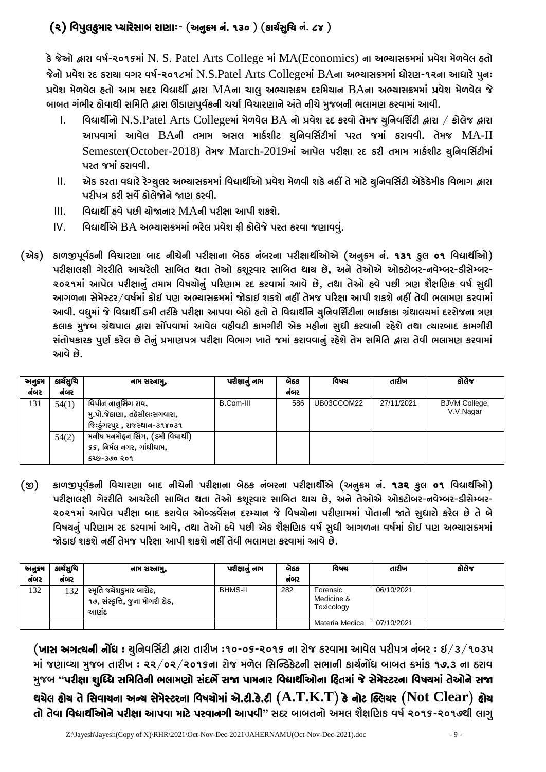**(૨) વિપુલકુમાર પ્યારેસાબ રાણાઃ- (અનુક્રમ નં. ૧૩૦ ) (કાર્યસુચિ નં. ૮૪ )**

કે જેઓ દ્વારા વર્ષ-૨૦૧૬માં N. S. Patel Arts College માં MA(Economics) ના અભ્યાસક્રમમાં પ્રવેશ મેળવેલ હતો જેનો પ્રવેશ રદ કરાયા વગર વર્ષ-૨૦૧૮માં N.S.Patel Arts Collegeમાં BAના અભ્યાસક્રમમાં ધોરણ-૧૨ના આધારે પુનઃ પ્રવેશ મેળવેલ હતો આમ સદર વિદ્યાર્થી દ્વારા MAના ચાલુ અભ્યાસક્રમ દરમિયાન BAના અભ્યાસક્રમમાં પ્રવેશ મેળવેલ જે બાબત ગંભીર હોવાથી સમિતિ દ્વારા ઊંડાણપુર્વકની ચર્ચા વિચારણાને અંતે નીચે મુજબની ભલામણ કરવામાં આવી.

I. વિદ્યાર્થીનો N.S.Patel Arts Collegeમાં મેળવેલ BA નો પ્રવેશ રદ કરવો તેમજ યુનિવર્સિટી દ્વારા / કોલેજ દ્વારા આપવામાં આવેલ BAની તમામ અસલ માર્કશીટ યુનિવર્સિટીમાં પરત જમાં કરાવવી. તેમજ MA-II Semester(October-2018) તેમજ March-2019માં આપેલ પરીક્ષા રદ કરી તમામ માર્કશીટ યુનિવર્સિટીમાં પરત જમાં કરાવવી.

II. એક કરતા વધારે રેગ્યુલર અભ્યાસક્રમમાં વિદ્યાર્થીઓ પ્રવેશ મેળવી શકે નહીં તે માટે યુનિવર્સિટી એકેડેમીક વિભાગ દ્વારા પરીપત્ર કરી સર્વે કોલેજોને જાણ કરવી.

III. વિદ્યાર્થી હવે પછી યોજાનાર MAની પરીક્ષા આપી શકશે.

IV. વિદ્યાર્થીએ BA અભ્યાસક્રમમાં ભરેલ પ્રવેશ ફી કોલેજે પરત કરવા જણાવવું.

(એફ) કાળજીપૂર્વકની વિચારણા બાદ નીચેની પરીક્ષાના બેઠક નંબરના પરીક્ષાર્થીઓએ (અનુક્રમ નં. **૧૩૧** કુલ **૦૧** વિદ્યાર્થીઓ) પરીક્ષાલક્ષી ગેરરીતિ આચરેલી સાબિત થતા તેઓ કસૂરવાર સાબિત થાય છે, અને તેઓએ ઓક્ટોબર-નવેમ્બર-ડીસેમ્બર-૨૦૨૧માં આપેલ પરીક્ષાનું તમામ વિષયોનું પરિણામ રદ કરવામાં આવે છે, તથા તેઓ હવે પછી ત્રણ શૈક્ષણિક વર્ષ સુધી આગળના સેમેસ્ટર/વર્ષમાં કોઇ પણ અભ્યાસક્રમમાં જોડાઇ શકશે નહીં તેમજ પરિક્ષા આપી શકશે નહીં તેવી ભલામણ કરવામાં આવી. વધુમાં જે વિદ્યાર્થી ડમી તરીકે પરીક્ષા આપવા બેઠો હતો તે વિદ્યાર્થીને યુનિવર્સિટીના ભાઇકાકા ગ્રંથાલયમાં દરરોજના ત્રણ કલાક મુજબ ગ્રંથપાલ દ્વારા સોંપવામાં આવેલ વહીવટી કામગીરી એક મહીના સુધી કરવાની રહેશે તથા ત્યારબાદ કામગીરી સંતોષકારક પુર્ણ કરેલ છે તેનું પ્રમાણપત્ર પરીક્ષા વિભાગ ખાતે જમાં કરાવવાનું રહેશે તેમ સમિતિ દ્વારા તેવી ભલામણ કરવામાં આવે છે.

| અનુક્રમ નંબર | કાર્યસુચિ નંબર | નામ સરનામુ, | પરીક્ષાનું નામ | બેઠક નંબર | વિષય | તારીખ | કોલેજ |
|---|---|---|---|---|---|---|---|
| 131 | 54(1) | વિપીન નાનુસિંગ રાવ, મુ.પો.જેઠાણા, તહેસીલઃસગવારા, જિઃડુંગરપુર , રાજસ્થાન-૩૧૪૦૩૧ | B.Com-III | 586 | UB03CCOM22 | 27/11/2021 | BJVM College, V.V.Nagar |
| | 54(2) | મનીષ મનમોહન સિંગ, (ડમી વિદ્યાર્થી) ૬૬, નિર્મલ નગર, ગાંધીધામ, કચ્છ-૩૭૦ ૨૦૧ | | | | | |

(જી) કાળજીપૂર્વકની વિચારણા બાદ નીચેની પરીક્ષાના બેઠક નંબરના પરીક્ષાર્થીએ (અનુક્રમ નં. **૧૩૨** કુલ **૦૧** વિદ્યાર્થીઓ) પરીક્ષાલક્ષી ગેરરીતિ આચરેલી સાબિત થતા તેઓ કસૂરવાર સાબિત થાય છે, અને તેઓએ ઓક્ટોબર-નવેમ્બર-ડીસેમ્બર-૨૦૨૧માં આપેલ પરીક્ષા બાદ કરાવેલ ઓબ્ઝર્વેસન દરમ્યાન જે વિષયોના પરીણામમાં પોતાની જાતે સુધારો કરેલ છે તે બે વિષયનું પરિણામ રદ કરવામાં આવે, તથા તેઓ હવે પછી એક શૈક્ષણિક વર્ષ સુધી આગળના વર્ષમાં કોઇ પણ અભ્યાસક્રમમાં જોડાઇ શકશે નહીં તેમજ પરિક્ષા આપી શકશે નહીં તેવી ભલામણ કરવામાં આવે છે.

| અનુક્રમ નંબર | કાર્યસુચિ નંબર | નામ સરનામુ, | પરીક્ષાનું નામ | બેઠક નંબર | વિષય | તારીખ | કોલેજ |
|---|---|---|---|---|---|---|---|
| 132 | 132 | સ્મૃતિ જયેશકુમાર બારોટ, ૧૭, સંસ્કૃતિ, જુના મોગરી રોડ, આણંદ | BHMS-II | 282 | Forensic Medicine & Toxicology | 06/10/2021 | |
| | | | | | Materia Medica | 07/10/2021 | |

**(ખાસ અગત્યની નોંધ :** યુનિવર્સિટી દ્વારા તારીખ :૧૦-૦૬-૨૦૧૬ ના રોજ કરવામા આવેલ પરીપત્ર નંબર : ઇ/૩/૧૦૩૫ માં જણાવ્યા મુજબ તારીખ : ૨૨/૦૨/૨૦૧૬ના રોજ મળેલ સિન્ડિકેટની સભાની કાર્યનોંધ બાબત ક્રમાંક ૧૭.૩ ના ઠરાવ મુજબ **"પરીક્ષા શુધ્ધિ સમિતિની ભલામણો સંદર્ભે સજા પામનાર વિદ્યાર્થીઓના હિતમાં જે સેમેસ્ટરના વિષયમાં તેઓને સજા થયેલ હોય તે સિવાયના અન્ય સેમેસ્ટરના વિષયોમાં એ.ટી.કે.ટી (A.T.K.T) કે નોટ ક્લિયર (Not Clear) હોય તો તેવા વિદ્યાર્થીઓને પરીક્ષા આપવા માટે પરવાનગી આપવી"** સદર બાબતનો અમલ શૈક્ષણિક વર્ષ ૨૦૧૬-૨૦૧૭થી લાગુ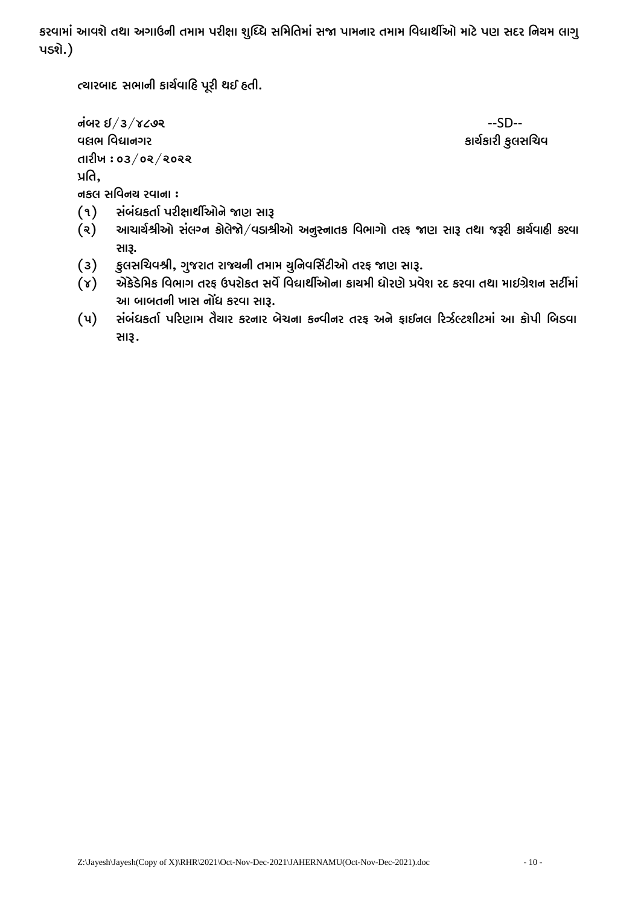કરવામાં આવશે તથા અગાઉની તમામ પરીક્ષા શુધ્ધિ સમિતિમાં સજા પામનાર તમામ વિદ્યાર્થીઓ માટે પણ સદર નિયમ લાગુ પડશે.)

ત્યારબાદ સભાની કાર્યવાહિ પૂરી થઈ હતી.

નંબર ઈ/૩/૪૮૭૨ --SD--

વલ્લભ વિદ્યાનગર કાર્યકારી કુલસચિવ

તારીખ : ૦૩/૦૨/૨૦૨૨

પ્રતિ,

નકલ સવિનય રવાના :

(૧) સંબંધકર્તા પરીક્ષાર્થીઓને જાણ સારૂ

(૨) આચાર્યશ્રીઓ સંલગ્ન કોલેજો/વડાશ્રીઓ અનુસ્નાતક વિભાગો તરફ જાણ સારૂ તથા જરૂરી કાર્યવાહી કરવા સારૂ.

(૩) કુલસચિવશ્રી, ગુજરાત રાજ્યની તમામ યુનિવર્સિટીઓ તરફ જાણ સારૂ.

(૪) એકેડેમિક વિભાગ તરફ ઉપરોકત સર્વે વિદ્યાર્થીઓના કાયમી ધોરણે પ્રવેશ રદ કરવા તથા માઈગ્રેશન સર્ટીમાં આ બાબતની ખાસ નોંધ કરવા સારૂ.

(૫) સંબંધકર્તા પરિણામ તૈયાર કરનાર બેચના કન્વીનર તરફ અને ફાઈનલ રિઝલ્ટશીટમાં આ કોપી બિડવા સારૂ.